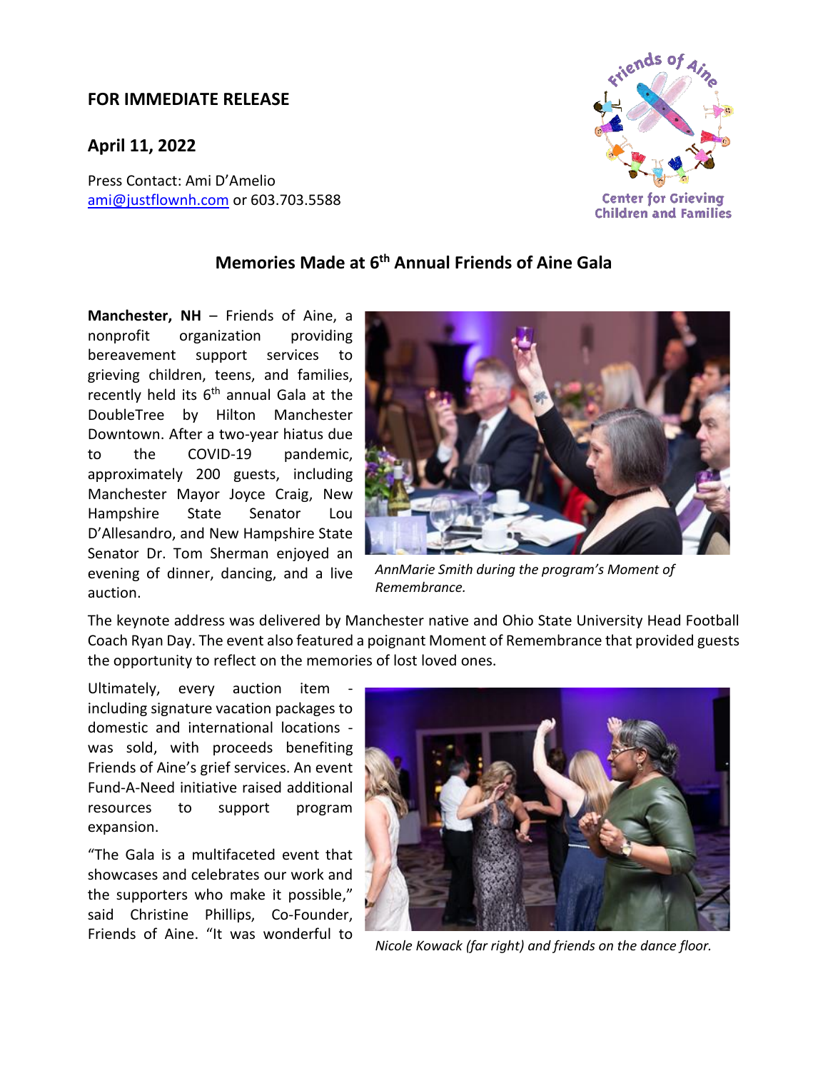**FOR IMMEDIATE RELEASE**

**April 11, 2022**

Press Contact: Ami D'Amelio
ami@justflownh.com or 603.703.5588

Friends of Aine
Center for Grieving Children and Families

## Memories Made at 6th Annual Friends of Aine Gala

**Manchester, NH** – Friends of Aine, a nonprofit organization providing bereavement support services to grieving children, teens, and families, recently held its 6th annual Gala at the DoubleTree by Hilton Manchester Downtown. After a two-year hiatus due to the COVID-19 pandemic, approximately 200 guests, including Manchester Mayor Joyce Craig, New Hampshire State Senator Lou D'Allesandro, and New Hampshire State Senator Dr. Tom Sherman enjoyed an evening of dinner, dancing, and a live auction.

*AnnMarie Smith during the program's Moment of Remembrance.*

The keynote address was delivered by Manchester native and Ohio State University Head Football Coach Ryan Day. The event also featured a poignant Moment of Remembrance that provided guests the opportunity to reflect on the memories of lost loved ones.

Ultimately, every auction item - including signature vacation packages to domestic and international locations - was sold, with proceeds benefiting Friends of Aine's grief services. An event Fund-A-Need initiative raised additional resources to support program expansion.

*Nicole Kowack (far right) and friends on the dance floor.*

"The Gala is a multifaceted event that showcases and celebrates our work and the supporters who make it possible," said Christine Phillips, Co-Founder, Friends of Aine. "It was wonderful to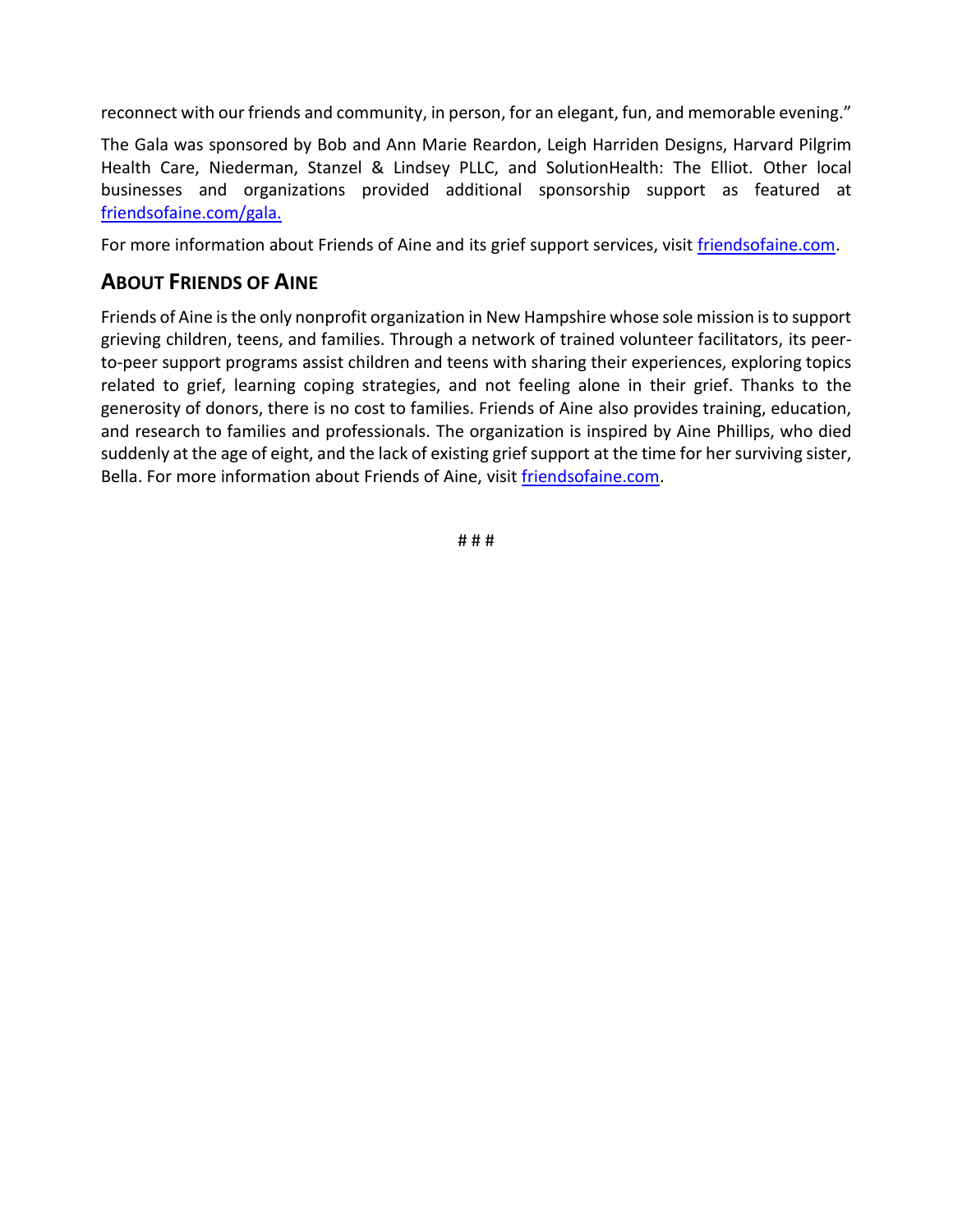reconnect with our friends and community, in person, for an elegant, fun, and memorable evening."

The Gala was sponsored by Bob and Ann Marie Reardon, Leigh Harriden Designs, Harvard Pilgrim Health Care, Niederman, Stanzel & Lindsey PLLC, and SolutionHealth: The Elliot. Other local businesses and organizations provided additional sponsorship support as featured at friendsofaine.com/gala.

For more information about Friends of Aine and its grief support services, visit friendsofaine.com.

## About Friends of Aine

Friends of Aine is the only nonprofit organization in New Hampshire whose sole mission is to support grieving children, teens, and families. Through a network of trained volunteer facilitators, its peer-to-peer support programs assist children and teens with sharing their experiences, exploring topics related to grief, learning coping strategies, and not feeling alone in their grief. Thanks to the generosity of donors, there is no cost to families. Friends of Aine also provides training, education, and research to families and professionals. The organization is inspired by Aine Phillips, who died suddenly at the age of eight, and the lack of existing grief support at the time for her surviving sister, Bella. For more information about Friends of Aine, visit friendsofaine.com.

# # #